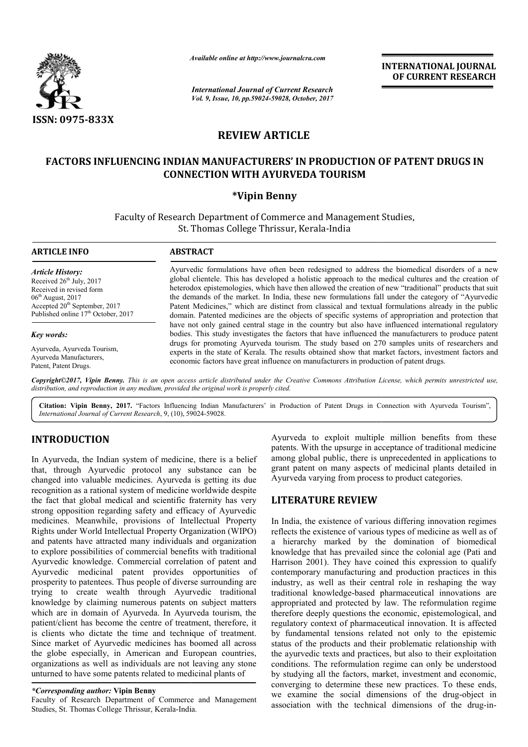ISSN: 0975-833X

*Available online at http://www.journalcra.com*

*International Journal of Current Research*
*Vol. 9, Issue, 10, pp.59024-59028, October, 2017*

**INTERNATIONAL JOURNAL OF CURRENT RESEARCH**

# REVIEW ARTICLE

# FACTORS INFLUENCING INDIAN MANUFACTURERS' IN PRODUCTION OF PATENT DRUGS IN CONNECTION WITH AYURVEDA TOURISM

**\*Vipin Benny**

Faculty of Research Department of Commerce and Management Studies, St. Thomas College Thrissur, Kerala-India

## ARTICLE INFO

*Article History:*
Received 26th July, 2017
Received in revised form
06th August, 2017
Accepted 20th September, 2017
Published online 17th October, 2017

*Key words:*
Ayurveda, Ayurveda Tourism, Ayurveda Manufacturers, Patent, Patent Drugs.

## ABSTRACT

Ayurvedic formulations have often been redesigned to address the biomedical disorders of a new global clientele. This has developed a holistic approach to the medical cultures and the creation of heterodox epistemologies, which have then allowed the creation of new "traditional" products that suit the demands of the market. In India, these new formulations fall under the category of "Ayurvedic Patent Medicines," which are distinct from classical and textual formulations already in the public domain. Patented medicines are the objects of specific systems of appropriation and protection that have not only gained central stage in the country but also have influenced international regulatory bodies. This study investigates the factors that have influenced the manufacturers to produce patent drugs for promoting Ayurveda tourism. The study based on 270 samples units of researchers and experts in the state of Kerala. The results obtained show that market factors, investment factors and economic factors have great influence on manufacturers in production of patent drugs.

*Copyright©2017, Vipin Benny. This is an open access article distributed under the Creative Commons Attribution License, which permits unrestricted use, distribution, and reproduction in any medium, provided the original work is properly cited.*

**Citation: Vipin Benny, 2017.** "Factors Influencing Indian Manufacturers' in Production of Patent Drugs in Connection with Ayurveda Tourism", *International Journal of Current Research*, 9, (10), 59024-59028.

## INTRODUCTION

In Ayurveda, the Indian system of medicine, there is a belief that, through Ayurvedic protocol any substance can be changed into valuable medicines. Ayurveda is getting its due recognition as a rational system of medicine worldwide despite the fact that global medical and scientific fraternity has very strong opposition regarding safety and efficacy of Ayurvedic medicines. Meanwhile, provisions of Intellectual Property Rights under World Intellectual Property Organization (WIPO) and patents have attracted many individuals and organization to explore possibilities of commercial benefits with traditional Ayurvedic knowledge. Commercial correlation of patent and Ayurvedic medicinal patent provides opportunities of prosperity to patentees. Thus people of diverse surrounding are trying to create wealth through Ayurvedic traditional knowledge by claiming numerous patents on subject matters which are in domain of Ayurveda. In Ayurveda tourism, the patient/client has become the centre of treatment, therefore, it is clients who dictate the time and technique of treatment. Since market of Ayurvedic medicines has boomed all across the globe especially, in American and European countries, organizations as well as individuals are not leaving any stone unturned to have some patents related to medicinal plants of Ayurveda to exploit multiple million benefits from these patents. With the upsurge in acceptance of traditional medicine among global public, there is unprecedented in applications to grant patent on many aspects of medicinal plants detailed in Ayurveda varying from process to product categories.

## LITERATURE REVIEW

In India, the existence of various differing innovation regimes reflects the existence of various types of medicine as well as of a hierarchy marked by the domination of biomedical knowledge that has prevailed since the colonial age (Pati and Harrison 2001). They have coined this expression to qualify contemporary manufacturing and production practices in this industry, as well as their central role in reshaping the way traditional knowledge-based pharmaceutical innovations are appropriated and protected by law. The reformulation regime therefore deeply questions the economic, epistemological, and regulatory context of pharmaceutical innovation. It is affected by fundamental tensions related not only to the epistemic status of the products and their problematic relationship with the ayurvedic texts and practices, but also to their exploitation conditions. The reformulation regime can only be understood by studying all the factors, market, investment and economic, converging to determine these new practices. To these ends, we examine the social dimensions of the drug-object in association with the technical dimensions of the drug-in-

*\*Corresponding author:* **Vipin Benny**
Faculty of Research Department of Commerce and Management Studies, St. Thomas College Thrissur, Kerala-India.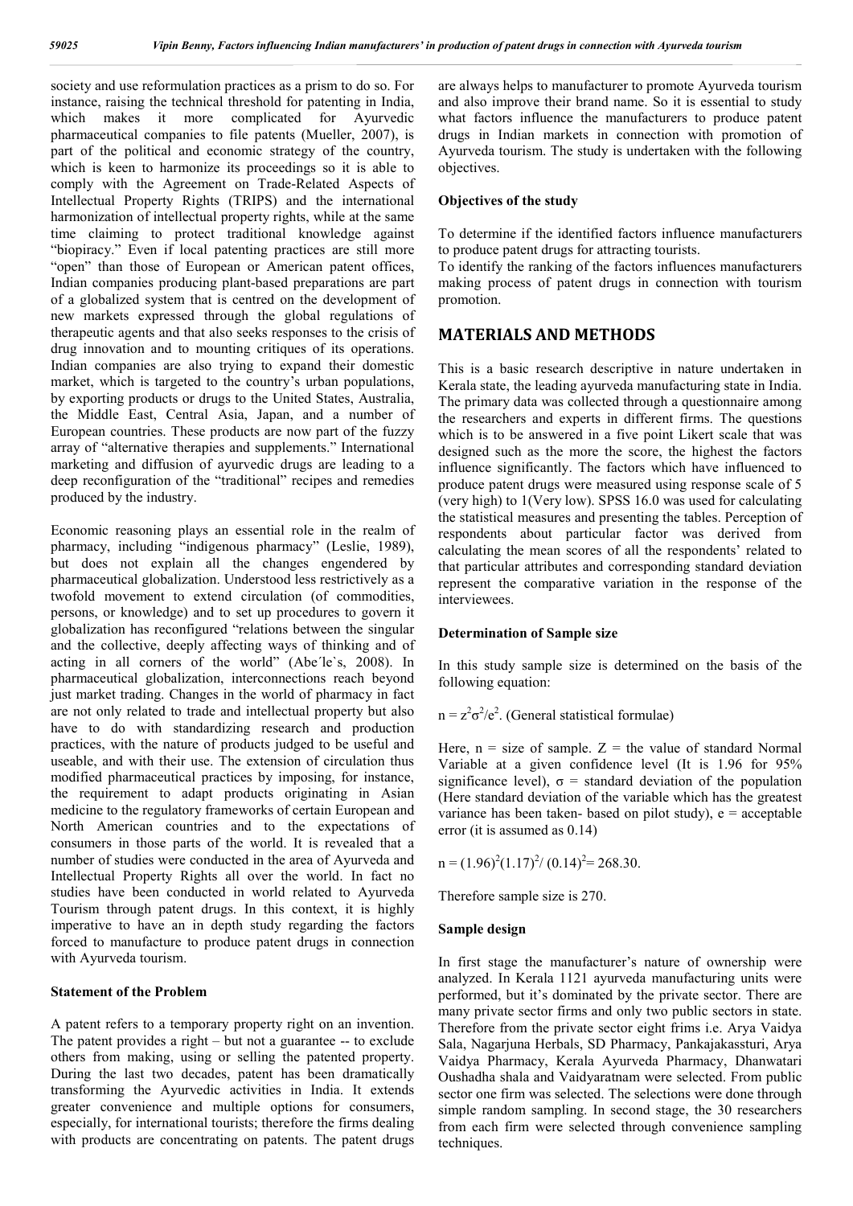society and use reformulation practices as a prism to do so. For instance, raising the technical threshold for patenting in India, which makes it more complicated for Ayurvedic pharmaceutical companies to file patents (Mueller, 2007), is part of the political and economic strategy of the country, which is keen to harmonize its proceedings so it is able to comply with the Agreement on Trade-Related Aspects of Intellectual Property Rights (TRIPS) and the international harmonization of intellectual property rights, while at the same time claiming to protect traditional knowledge against "biopiracy." Even if local patenting practices are still more "open" than those of European or American patent offices, Indian companies producing plant-based preparations are part of a globalized system that is centred on the development of new markets expressed through the global regulations of therapeutic agents and that also seeks responses to the crisis of drug innovation and to mounting critiques of its operations. Indian companies are also trying to expand their domestic market, which is targeted to the country's urban populations, by exporting products or drugs to the United States, Australia, the Middle East, Central Asia, Japan, and a number of European countries. These products are now part of the fuzzy array of "alternative therapies and supplements." International marketing and diffusion of ayurvedic drugs are leading to a deep reconfiguration of the "traditional" recipes and remedies produced by the industry.

Economic reasoning plays an essential role in the realm of pharmacy, including "indigenous pharmacy" (Leslie, 1989), but does not explain all the changes engendered by pharmaceutical globalization. Understood less restrictively as a twofold movement to extend circulation (of commodities, persons, or knowledge) and to set up procedures to govern it globalization has reconfigured "relations between the singular and the collective, deeply affecting ways of thinking and of acting in all corners of the world" (Abe´le`s, 2008). In pharmaceutical globalization, interconnections reach beyond just market trading. Changes in the world of pharmacy in fact are not only related to trade and intellectual property but also have to do with standardizing research and production practices, with the nature of products judged to be useful and useable, and with their use. The extension of circulation thus modified pharmaceutical practices by imposing, for instance, the requirement to adapt products originating in Asian medicine to the regulatory frameworks of certain European and North American countries and to the expectations of consumers in those parts of the world. It is revealed that a number of studies were conducted in the area of Ayurveda and Intellectual Property Rights all over the world. In fact no studies have been conducted in world related to Ayurveda Tourism through patent drugs. In this context, it is highly imperative to have an in depth study regarding the factors forced to manufacture to produce patent drugs in connection with Ayurveda tourism.

### Statement of the Problem

A patent refers to a temporary property right on an invention. The patent provides a right – but not a guarantee -- to exclude others from making, using or selling the patented property. During the last two decades, patent has been dramatically transforming the Ayurvedic activities in India. It extends greater convenience and multiple options for consumers, especially, for international tourists; therefore the firms dealing with products are concentrating on patents. The patent drugs are always helps to manufacturer to promote Ayurveda tourism and also improve their brand name. So it is essential to study what factors influence the manufacturers to produce patent drugs in Indian markets in connection with promotion of Ayurveda tourism. The study is undertaken with the following objectives.

### Objectives of the study

To determine if the identified factors influence manufacturers to produce patent drugs for attracting tourists.

To identify the ranking of the factors influences manufacturers making process of patent drugs in connection with tourism promotion.

## MATERIALS AND METHODS

This is a basic research descriptive in nature undertaken in Kerala state, the leading ayurveda manufacturing state in India. The primary data was collected through a questionnaire among the researchers and experts in different firms. The questions which is to be answered in a five point Likert scale that was designed such as the more the score, the highest the factors influence significantly. The factors which have influenced to produce patent drugs were measured using response scale of 5 (very high) to 1(Very low). SPSS 16.0 was used for calculating the statistical measures and presenting the tables. Perception of respondents about particular factor was derived from calculating the mean scores of all the respondents' related to that particular attributes and corresponding standard deviation represent the comparative variation in the response of the interviewees.

### Determination of Sample size

In this study sample size is determined on the basis of the following equation:

$n = z^2\sigma^2/e^2$. (General statistical formulae)

Here, n = size of sample. Z = the value of standard Normal Variable at a given confidence level (It is 1.96 for 95% significance level), σ = standard deviation of the population (Here standard deviation of the variable which has the greatest variance has been taken- based on pilot study), e = acceptable error (it is assumed as 0.14)

$n = (1.96)^2(1.17)^2/ (0.14)^2= 268.30.$

Therefore sample size is 270.

### Sample design

In first stage the manufacturer's nature of ownership were analyzed. In Kerala 1121 ayurveda manufacturing units were performed, but it's dominated by the private sector. There are many private sector firms and only two public sectors in state. Therefore from the private sector eight frims i.e. Arya Vaidya Sala, Nagarjuna Herbals, SD Pharmacy, Pankajakassturi, Arya Vaidya Pharmacy, Kerala Ayurveda Pharmacy, Dhanwatari Oushadha shala and Vaidyaratnam were selected. From public sector one firm was selected. The selections were done through simple random sampling. In second stage, the 30 researchers from each firm were selected through convenience sampling techniques.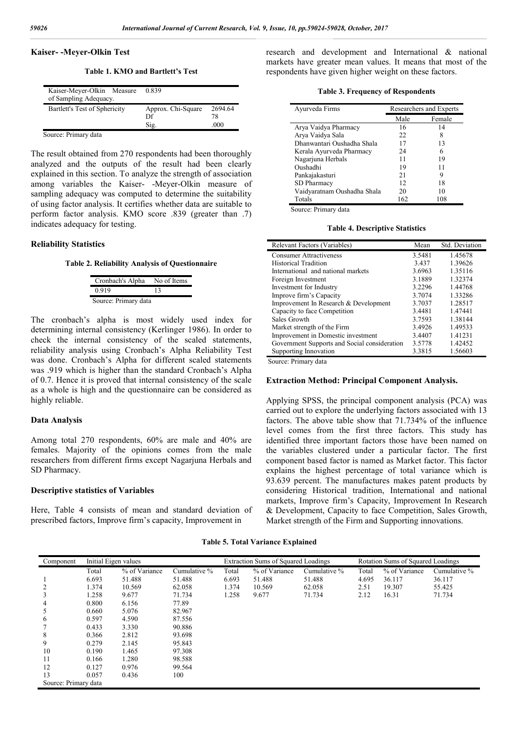### Kaiser- -Meyer-Olkin Test

**Table 1. KMO and Bartlett's Test**

| | | |
|---|---|---|
| Kaiser-Meyer-Olkin Measure of Sampling Adequacy. | 0.839 | |
| Bartlett's Test of Sphericity | Approx. Chi-Square | 2694.64 |
| | Df | 78 |
| | Sig. | .000 |

Source: Primary data

The result obtained from 270 respondents had been thoroughly analyzed and the outputs of the result had been clearly explained in this section. To analyze the strength of association among variables the Kaiser- -Meyer-Olkin measure of sampling adequacy was computed to determine the suitability of using factor analysis. It certifies whether data are suitable to perform factor analysis. KMO score .839 (greater than .7) indicates adequacy for testing.

### Reliability Statistics

**Table 2. Reliability Analysis of Questionnaire**

| Cronbach's Alpha | No of Items |
|---|---|
| 0.919 | 13 |

Source: Primary data

The cronbach's alpha is most widely used index for determining internal consistency (Kerlinger 1986). In order to check the internal consistency of the scaled statements, reliability analysis using Cronbach's Alpha Reliability Test was done. Cronbach's Alpha for different scaled statements was .919 which is higher than the standard Cronbach's Alpha of 0.7. Hence it is proved that internal consistency of the scale as a whole is high and the questionnaire can be considered as highly reliable.

### Data Analysis

Among total 270 respondents, 60% are male and 40% are females. Majority of the opinions comes from the male researchers from different firms except Nagarjuna Herbals and SD Pharmacy.

### Descriptive statistics of Variables

Here, Table 4 consists of mean and standard deviation of prescribed factors, Improve firm's capacity, Improvement in research and development and International & national markets have greater mean values. It means that most of the respondents have given higher weight on these factors.

**Table 3. Frequency of Respondents**

| Ayurveda Firms | Researchers and Experts | |
|---|---|---|
| | Male | Female |
| Arya Vaidya Pharmacy | 16 | 14 |
| Arya Vaidya Sala | 22 | 8 |
| Dhanwantari Oushadha Shala | 17 | 13 |
| Kerala Ayurveda Pharmacy | 24 | 6 |
| Nagarjuna Herbals | 11 | 19 |
| Oushadhi | 19 | 11 |
| Pankajakasturi | 21 | 9 |
| SD Pharmacy | 12 | 18 |
| Vaidyaratnam Oushadha Shala | 20 | 10 |
| Totals | 162 | 108 |

Source: Primary data

**Table 4. Descriptive Statistics**

| Relevant Factors (Variables) | Mean | Std. Deviation |
|---|---|---|
| Consumer Attractiveness | 3.5481 | 1.45678 |
| Historical Tradition | 3.437 | 1.39626 |
| International and national markets | 3.6963 | 1.35116 |
| Foreign Investment | 3.1889 | 1.32374 |
| Investment for Industry | 3.2296 | 1.44768 |
| Improve firm's Capacity | 3.7074 | 1.33286 |
| Improvement In Research & Development | 3.7037 | 1.28517 |
| Capacity to face Competition | 3.4481 | 1.47441 |
| Sales Growth | 3.7593 | 1.38144 |
| Market strength of the Firm | 3.4926 | 1.49533 |
| Improvement in Domestic investment | 3.4407 | 1.41231 |
| Government Supports and Social consideration | 3.5778 | 1.42452 |
| Supporting Innovation | 3.3815 | 1.56603 |

Source: Primary data

### Extraction Method: Principal Component Analysis.

Applying SPSS, the principal component analysis (PCA) was carried out to explore the underlying factors associated with 13 factors. The above table show that 71.734% of the influence level comes from the first three factors. This study has identified three important factors those have been named on the variables clustered under a particular factor. The first component based factor is named as Market factor. This factor explains the highest percentage of total variance which is 93.639 percent. The manufactures makes patent products by considering Historical tradition, International and national markets, Improve firm's Capacity, Improvement In Research & Development, Capacity to face Competition, Sales Growth, Market strength of the Firm and Supporting innovations.

**Table 5. Total Variance Explained**

| Component | Initial Eigen values | | | Extraction Sums of Squared Loadings | | | Rotation Sums of Squared Loadings | | |
|---|---|---|---|---|---|---|---|---|---|
| | Total | % of Variance | Cumulative % | Total | % of Variance | Cumulative % | Total | % of Variance | Cumulative % |
| 1 | 6.693 | 51.488 | 51.488 | 6.693 | 51.488 | 51.488 | 4.695 | 36.117 | 36.117 |
| 2 | 1.374 | 10.569 | 62.058 | 1.374 | 10.569 | 62.058 | 2.51 | 19.307 | 55.425 |
| 3 | 1.258 | 9.677 | 71.734 | 1.258 | 9.677 | 71.734 | 2.12 | 16.31 | 71.734 |
| 4 | 0.800 | 6.156 | 77.89 | | | | | | |
| 5 | 0.660 | 5.076 | 82.967 | | | | | | |
| 6 | 0.597 | 4.590 | 87.556 | | | | | | |
| 7 | 0.433 | 3.330 | 90.886 | | | | | | |
| 8 | 0.366 | 2.812 | 93.698 | | | | | | |
| 9 | 0.279 | 2.145 | 95.843 | | | | | | |
| 10 | 0.190 | 1.465 | 97.308 | | | | | | |
| 11 | 0.166 | 1.280 | 98.588 | | | | | | |
| 12 | 0.127 | 0.976 | 99.564 | | | | | | |
| 13 | 0.057 | 0.436 | 100 | | | | | | |

Source: Primary data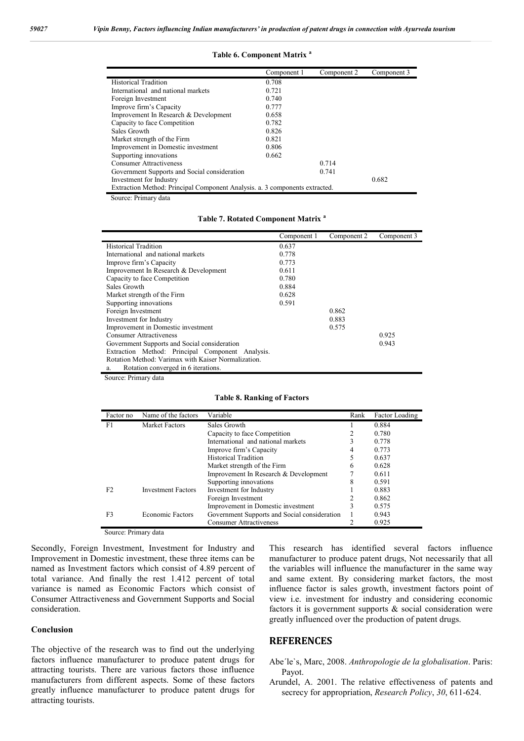**Table 6. Component Matrix [a]**

| | Component 1 | Component 2 | Component 3 |
|---|---|---|---|
| Historical Tradition | 0.708 | | |
| International and national markets | 0.721 | | |
| Foreign Investment | 0.740 | | |
| Improve firm's Capacity | 0.777 | | |
| Improvement In Research & Development | 0.658 | | |
| Capacity to face Competition | 0.782 | | |
| Sales Growth | 0.826 | | |
| Market strength of the Firm | 0.821 | | |
| Improvement in Domestic investment | 0.806 | | |
| Supporting innovations | 0.662 | | |
| Consumer Attractiveness | | 0.714 | |
| Government Supports and Social consideration | | 0.741 | |
| Investment for Industry | | | 0.682 |
| Extraction Method: Principal Component Analysis. a. 3 components extracted. | | | |

Source: Primary data

**Table 7. Rotated Component Matrix [a]**

| | Component 1 | Component 2 | Component 3 |
|---|---|---|---|
| Historical Tradition | 0.637 | | |
| International and national markets | 0.778 | | |
| Improve firm's Capacity | 0.773 | | |
| Improvement In Research & Development | 0.611 | | |
| Capacity to face Competition | 0.780 | | |
| Sales Growth | 0.884 | | |
| Market strength of the Firm | 0.628 | | |
| Supporting innovations | 0.591 | | |
| Foreign Investment | | 0.862 | |
| Investment for Industry | | 0.883 | |
| Improvement in Domestic investment | | 0.575 | |
| Consumer Attractiveness | | | 0.925 |
| Government Supports and Social consideration | | | 0.943 |
| Extraction Method: Principal Component Analysis. | | | |
| Rotation Method: Varimax with Kaiser Normalization. | | | |
| a. Rotation converged in 6 iterations. | | | |

Source: Primary data

**Table 8. Ranking of Factors**

| Factor no | Name of the factors | Variable | Rank | Factor Loading |
|---|---|---|---|---|
| F1 | Market Factors | Sales Growth | 1 | 0.884 |
| | | Capacity to face Competition | 2 | 0.780 |
| | | International and national markets | 3 | 0.778 |
| | | Improve firm's Capacity | 4 | 0.773 |
| | | Historical Tradition | 5 | 0.637 |
| | | Market strength of the Firm | 6 | 0.628 |
| | | Improvement In Research & Development | 7 | 0.611 |
| | | Supporting innovations | 8 | 0.591 |
| F2 | Investment Factors | Investment for Industry | 1 | 0.883 |
| | | Foreign Investment | 2 | 0.862 |
| | | Improvement in Domestic investment | 3 | 0.575 |
| F3 | Economic Factors | Government Supports and Social consideration | 1 | 0.943 |
| | | Consumer Attractiveness | 2 | 0.925 |

Source: Primary data

Secondly, Foreign Investment, Investment for Industry and Improvement in Domestic investment, these three items can be named as Investment factors which consist of 4.89 percent of total variance. And finally the rest 1.412 percent of total variance is named as Economic Factors which consist of Consumer Attractiveness and Government Supports and Social consideration.

### Conclusion

The objective of the research was to find out the underlying factors influence manufacturer to produce patent drugs for attracting tourists. There are various factors those influence manufacturers from different aspects. Some of these factors greatly influence manufacturer to produce patent drugs for attracting tourists.

This research has identified several factors influence manufacturer to produce patent drugs, Not necessarily that all the variables will influence the manufacturer in the same way and same extent. By considering market factors, the most influence factor is sales growth, investment factors point of view i.e. investment for industry and considering economic factors it is government supports & social consideration were greatly influenced over the production of patent drugs.

## REFERENCES

Abe´le`s, Marc, 2008. *Anthropologie de la globalisation*. Paris: Payot.

Arundel, A. 2001. The relative effectiveness of patents and secrecy for appropriation, *Research Policy*, *30*, 611-624.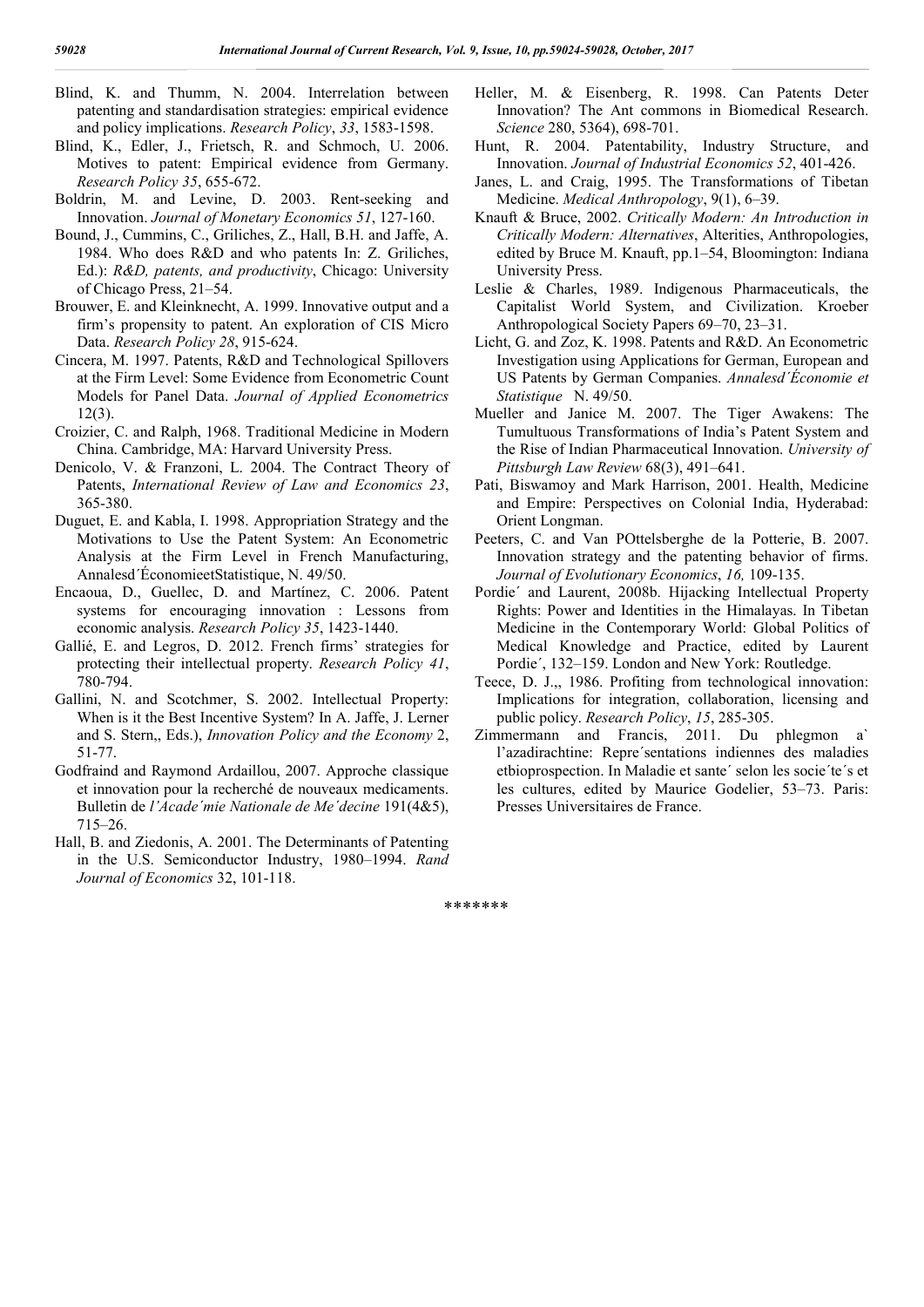Blind, K. and Thumm, N. 2004. Interrelation between patenting and standardisation strategies: empirical evidence and policy implications. *Research Policy*, *33*, 1583-1598.

Blind, K., Edler, J., Frietsch, R. and Schmoch, U. 2006. Motives to patent: Empirical evidence from Germany. *Research Policy 35*, 655-672.

Boldrin, M. and Levine, D. 2003. Rent-seeking and Innovation. *Journal of Monetary Economics 51*, 127-160.

Bound, J., Cummins, C., Griliches, Z., Hall, B.H. and Jaffe, A. 1984. Who does R&D and who patents In: Z. Griliches, Ed.): *R&D, patents, and productivity*, Chicago: University of Chicago Press, 21–54.

Brouwer, E. and Kleinknecht, A. 1999. Innovative output and a firm's propensity to patent. An exploration of CIS Micro Data. *Research Policy 28*, 915-624.

Cincera, M. 1997. Patents, R&D and Technological Spillovers at the Firm Level: Some Evidence from Econometric Count Models for Panel Data. *Journal of Applied Econometrics* 12(3).

Croizier, C. and Ralph, 1968. Traditional Medicine in Modern China. Cambridge, MA: Harvard University Press.

Denicolo, V. & Franzoni, L. 2004. The Contract Theory of Patents, *International Review of Law and Economics 23*, 365-380.

Duguet, E. and Kabla, I. 1998. Appropriation Strategy and the Motivations to Use the Patent System: An Econometric Analysis at the Firm Level in French Manufacturing, Annalesd´ÉconomieetStatistique, N. 49/50.

Encaoua, D., Guellec, D. and Martínez, C. 2006. Patent systems for encouraging innovation : Lessons from economic analysis. *Research Policy 35*, 1423-1440.

Gallié, E. and Legros, D. 2012. French firms' strategies for protecting their intellectual property. *Research Policy 41*, 780-794.

Gallini, N. and Scotchmer, S. 2002. Intellectual Property: When is it the Best Incentive System? In A. Jaffe, J. Lerner and S. Stern,, Eds.), *Innovation Policy and the Economy* 2, 51-77.

Godfraind and Raymond Ardaillou, 2007. Approche classique et innovation pour la recherché de nouveaux medicaments. Bulletin de *l'Acade´mie Nationale de Me´decine* 191(4&5), 715–26.

Hall, B. and Ziedonis, A. 2001. The Determinants of Patenting in the U.S. Semiconductor Industry, 1980–1994. *Rand Journal of Economics* 32, 101-118.

Heller, M. & Eisenberg, R. 1998. Can Patents Deter Innovation? The Ant commons in Biomedical Research. *Science* 280, 5364), 698-701.

Hunt, R. 2004. Patentability, Industry Structure, and Innovation. *Journal of Industrial Economics 52*, 401-426.

Janes, L. and Craig, 1995. The Transformations of Tibetan Medicine. *Medical Anthropology*, 9(1), 6–39.

Knauft & Bruce, 2002. *Critically Modern: An Introduction in Critically Modern: Alternatives*, Alterities, Anthropologies, edited by Bruce M. Knauft, pp.1–54, Bloomington: Indiana University Press.

Leslie & Charles, 1989. Indigenous Pharmaceuticals, the Capitalist World System, and Civilization. Kroeber Anthropological Society Papers 69–70, 23–31.

Licht, G. and Zoz, K. 1998. Patents and R&D. An Econometric Investigation using Applications for German, European and US Patents by German Companies. *Annalesd´Économie et Statistique* N. 49/50.

Mueller and Janice M. 2007. The Tiger Awakens: The Tumultuous Transformations of India's Patent System and the Rise of Indian Pharmaceutical Innovation. *University of Pittsburgh Law Review* 68(3), 491–641.

Pati, Biswamoy and Mark Harrison, 2001. Health, Medicine and Empire: Perspectives on Colonial India, Hyderabad: Orient Longman.

Peeters, C. and Van POttelsberghe de la Potterie, B. 2007. Innovation strategy and the patenting behavior of firms. *Journal of Evolutionary Economics*, *16,* 109-135.

Pordie´ and Laurent, 2008b. Hijacking Intellectual Property Rights: Power and Identities in the Himalayas. In Tibetan Medicine in the Contemporary World: Global Politics of Medical Knowledge and Practice, edited by Laurent Pordie´, 132–159. London and New York: Routledge.

Teece, D. J.,, 1986. Profiting from technological innovation: Implications for integration, collaboration, licensing and public policy. *Research Policy*, *15*, 285-305.

Zimmermann and Francis, 2011. Du phlegmon a` l'azadirachtine: Repre´sentations indiennes des maladies etbioprospection. In Maladie et sante´ selon les socie´te´s et les cultures, edited by Maurice Godelier, 53–73. Paris: Presses Universitaires de France.

\*\*\*\*\*\*\*